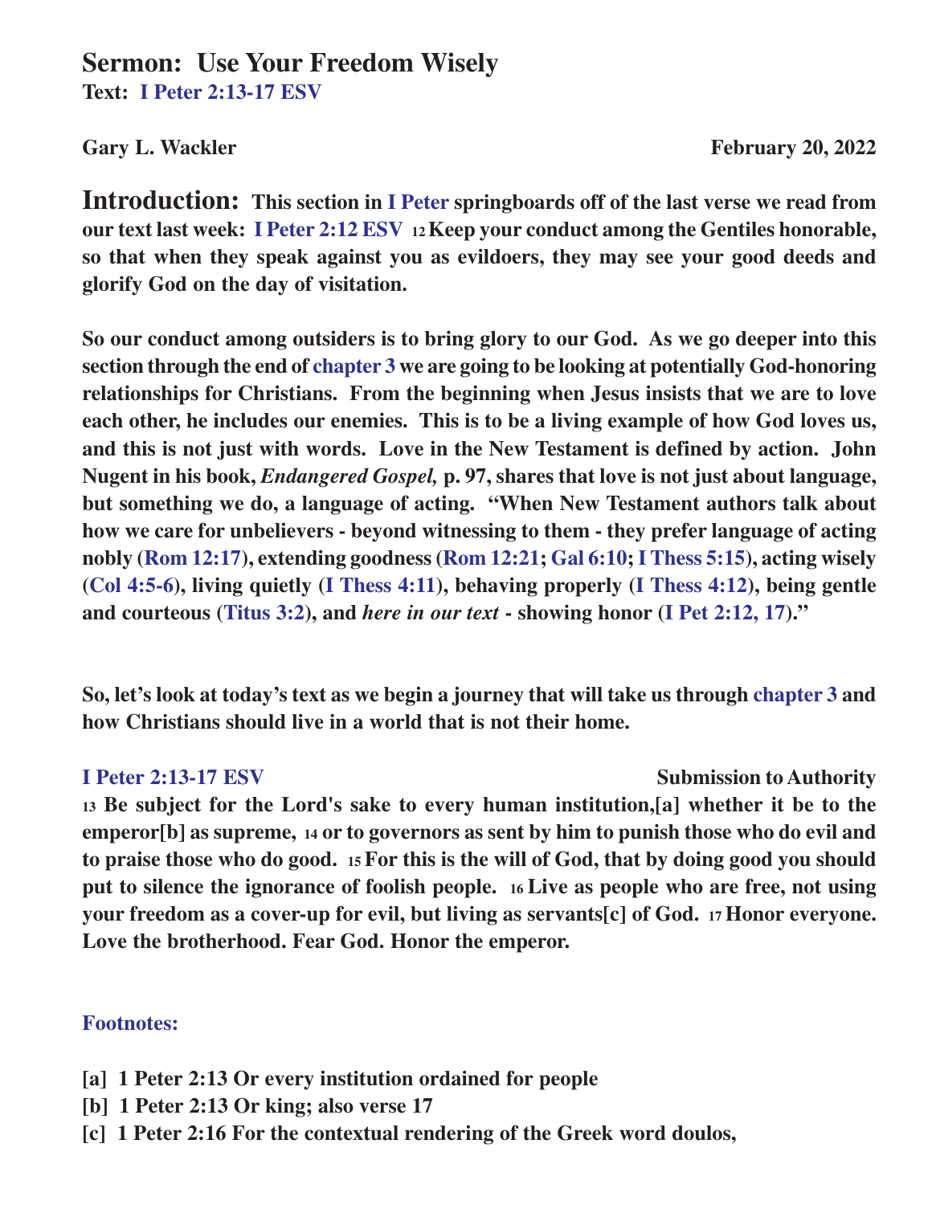# Sermon: Use Your Freedom Wisely

**Text: I Peter 2:13-17 ESV**

**Gary L. Wackler** **February 20, 2022**

**Introduction:** **This section in I Peter springboards off of the last verse we read from our text last week: I Peter 2:12 ESV 12 Keep your conduct among the Gentiles honorable, so that when they speak against you as evildoers, they may see your good deeds and glorify God on the day of visitation.**

**So our conduct among outsiders is to bring glory to our God. As we go deeper into this section through the end of chapter 3 we are going to be looking at potentially God-honoring relationships for Christians. From the beginning when Jesus insists that we are to love each other, he includes our enemies. This is to be a living example of how God loves us, and this is not just with words. Love in the New Testament is defined by action. John Nugent in his book, *Endangered Gospel,* p. 97, shares that love is not just about language, but something we do, a language of acting. "When New Testament authors talk about how we care for unbelievers - beyond witnessing to them - they prefer language of acting nobly (Rom 12:17), extending goodness (Rom 12:21; Gal 6:10; I Thess 5:15), acting wisely (Col 4:5-6), living quietly (I Thess 4:11), behaving properly (I Thess 4:12), being gentle and courteous (Titus 3:2), and *here in our text* - showing honor (I Pet 2:12, 17)."**

**So, let's look at today's text as we begin a journey that will take us through chapter 3 and how Christians should live in a world that is not their home.**

**I Peter 2:13-17 ESV** **Submission to Authority**

**13 Be subject for the Lord's sake to every human institution,[a] whether it be to the emperor[b] as supreme, 14 or to governors as sent by him to punish those who do evil and to praise those who do good. 15 For this is the will of God, that by doing good you should put to silence the ignorance of foolish people. 16 Live as people who are free, not using your freedom as a cover-up for evil, but living as servants[c] of God. 17 Honor everyone. Love the brotherhood. Fear God. Honor the emperor.**

**Footnotes:**

**[a] 1 Peter 2:13 Or every institution ordained for people**
**[b] 1 Peter 2:13 Or king; also verse 17**
**[c] 1 Peter 2:16 For the contextual rendering of the Greek word doulos,**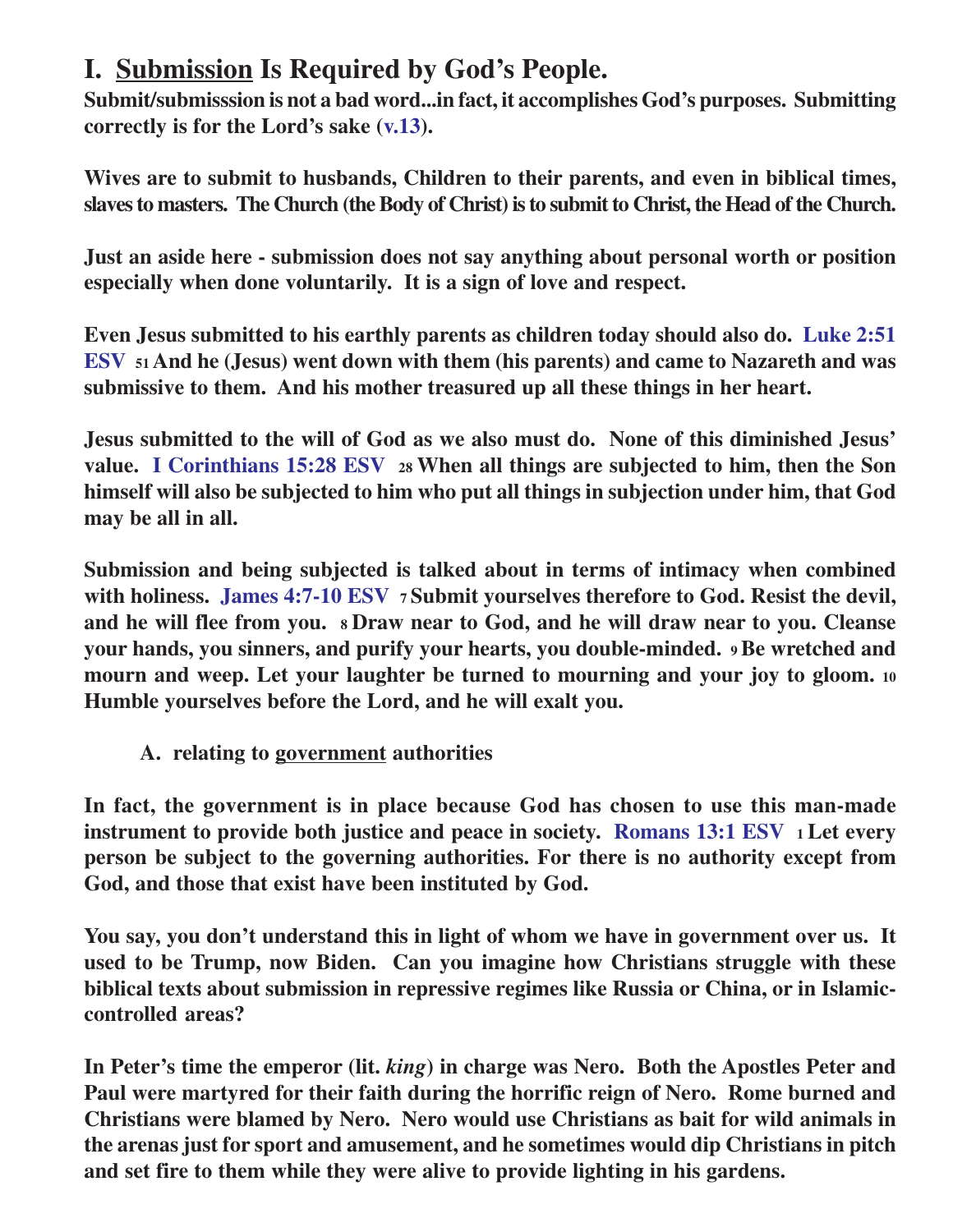# I. <u>Submission</u> Is Required by God's People.

**Submit/submisssion is not a bad word...in fact, it accomplishes God's purposes. Submitting correctly is for the Lord's sake (v.13).**

**Wives are to submit to husbands, Children to their parents, and even in biblical times, slaves to masters. The Church (the Body of Christ) is to submit to Christ, the Head of the Church.**

**Just an aside here - submission does not say anything about personal worth or position especially when done voluntarily. It is a sign of love and respect.**

**Even Jesus submitted to his earthly parents as children today should also do. Luke 2:51 ESV 51 And he (Jesus) went down with them (his parents) and came to Nazareth and was submissive to them. And his mother treasured up all these things in her heart.**

**Jesus submitted to the will of God as we also must do. None of this diminished Jesus' value. I Corinthians 15:28 ESV 28 When all things are subjected to him, then the Son himself will also be subjected to him who put all things in subjection under him, that God may be all in all.**

**Submission and being subjected is talked about in terms of intimacy when combined with holiness. James 4:7-10 ESV 7 Submit yourselves therefore to God. Resist the devil, and he will flee from you. 8 Draw near to God, and he will draw near to you. Cleanse your hands, you sinners, and purify your hearts, you double-minded. 9 Be wretched and mourn and weep. Let your laughter be turned to mourning and your joy to gloom. 10 Humble yourselves before the Lord, and he will exalt you.**

**A. relating to <u>government</u> authorities**

**In fact, the government is in place because God has chosen to use this man-made instrument to provide both justice and peace in society. Romans 13:1 ESV 1 Let every person be subject to the governing authorities. For there is no authority except from God, and those that exist have been instituted by God.**

**You say, you don't understand this in light of whom we have in government over us. It used to be Trump, now Biden. Can you imagine how Christians struggle with these biblical texts about submission in repressive regimes like Russia or China, or in Islamic-controlled areas?**

**In Peter's time the emperor (lit. *king*) in charge was Nero. Both the Apostles Peter and Paul were martyred for their faith during the horrific reign of Nero. Rome burned and Christians were blamed by Nero. Nero would use Christians as bait for wild animals in the arenas just for sport and amusement, and he sometimes would dip Christians in pitch and set fire to them while they were alive to provide lighting in his gardens.**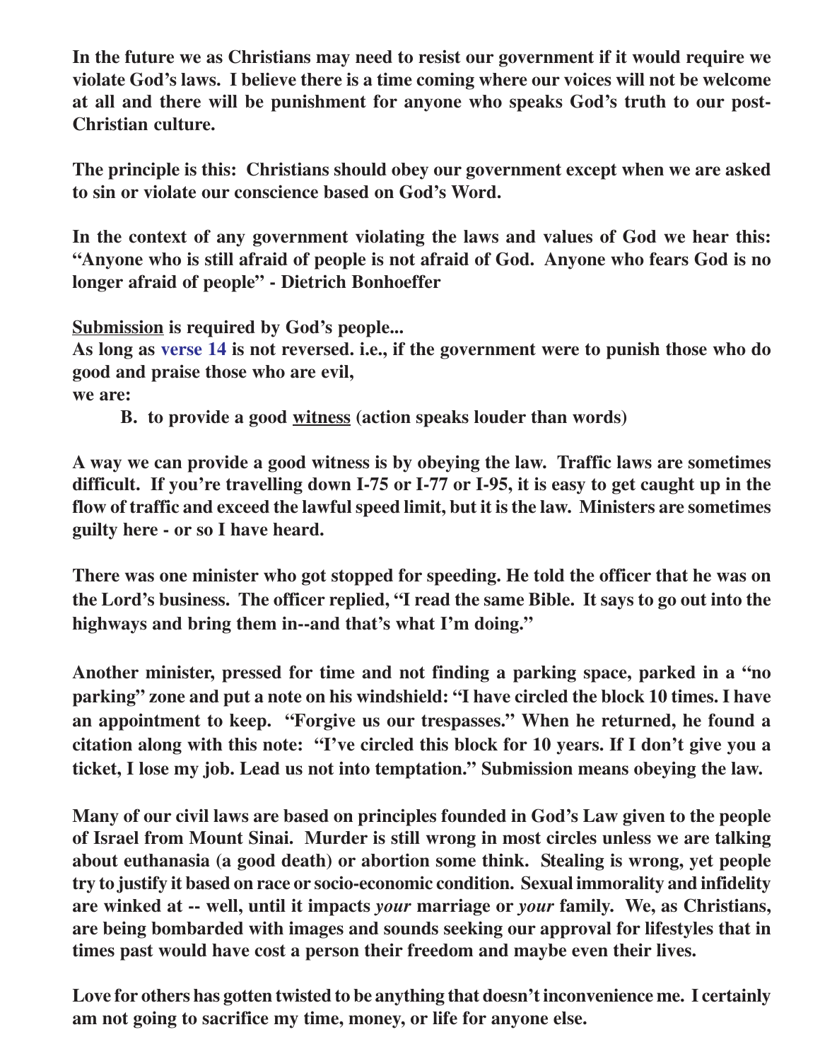**In the future we as Christians may need to resist our government if it would require we violate God's laws. I believe there is a time coming where our voices will not be welcome at all and there will be punishment for anyone who speaks God's truth to our post-Christian culture.**

**The principle is this: Christians should obey our government except when we are asked to sin or violate our conscience based on God's Word.**

**In the context of any government violating the laws and values of God we hear this: "Anyone who is still afraid of people is not afraid of God. Anyone who fears God is no longer afraid of people" - Dietrich Bonhoeffer**

**Submission is required by God's people...**
**As long as verse 14 is not reversed. i.e., if the government were to punish those who do good and praise those who are evil,**
**we are:**

**B. to provide a good witness (action speaks louder than words)**

**A way we can provide a good witness is by obeying the law. Traffic laws are sometimes difficult. If you're travelling down I-75 or I-77 or I-95, it is easy to get caught up in the flow of traffic and exceed the lawful speed limit, but it is the law. Ministers are sometimes guilty here - or so I have heard.**

**There was one minister who got stopped for speeding. He told the officer that he was on the Lord's business. The officer replied, "I read the same Bible. It says to go out into the highways and bring them in--and that's what I'm doing."**

**Another minister, pressed for time and not finding a parking space, parked in a "no parking" zone and put a note on his windshield: "I have circled the block 10 times. I have an appointment to keep. "Forgive us our trespasses." When he returned, he found a citation along with this note: "I've circled this block for 10 years. If I don't give you a ticket, I lose my job. Lead us not into temptation." Submission means obeying the law.**

**Many of our civil laws are based on principles founded in God's Law given to the people of Israel from Mount Sinai. Murder is still wrong in most circles unless we are talking about euthanasia (a good death) or abortion some think. Stealing is wrong, yet people try to justify it based on race or socio-economic condition. Sexual immorality and infidelity are winked at -- well, until it impacts *your* marriage or *your* family. We, as Christians, are being bombarded with images and sounds seeking our approval for lifestyles that in times past would have cost a person their freedom and maybe even their lives.**

**Love for others has gotten twisted to be anything that doesn't inconvenience me. I certainly am not going to sacrifice my time, money, or life for anyone else.**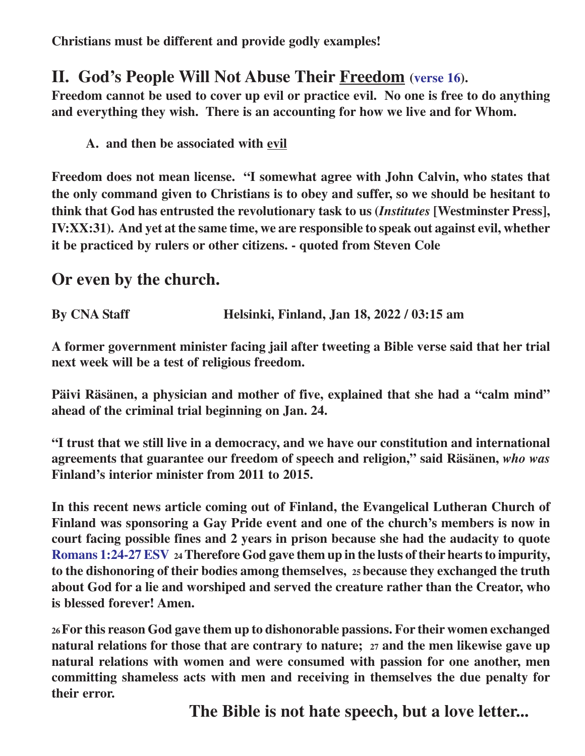**Christians must be different and provide godly examples!**

## II. God's People Will Not Abuse Their Freedom (verse 16).

**Freedom cannot be used to cover up evil or practice evil. No one is free to do anything and everything they wish. There is an accounting for how we live and for Whom.**

**A. and then be associated with evil**

**Freedom does not mean license. "I somewhat agree with John Calvin, who states that the only command given to Christians is to obey and suffer, so we should be hesitant to think that God has entrusted the revolutionary task to us (*Institutes* [Westminster Press], IV:XX:31). And yet at the same time, we are responsible to speak out against evil, whether it be practiced by rulers or other citizens. - quoted from Steven Cole**

## Or even by the church.

**By CNA Staff Helsinki, Finland, Jan 18, 2022 / 03:15 am**

**A former government minister facing jail after tweeting a Bible verse said that her trial next week will be a test of religious freedom.**

**Päivi Räsänen, a physician and mother of five, explained that she had a "calm mind" ahead of the criminal trial beginning on Jan. 24.**

**"I trust that we still live in a democracy, and we have our constitution and international agreements that guarantee our freedom of speech and religion," said Räsänen, *who was* Finland's interior minister from 2011 to 2015.**

**In this recent news article coming out of Finland, the Evangelical Lutheran Church of Finland was sponsoring a Gay Pride event and one of the church's members is now in court facing possible fines and 2 years in prison because she had the audacity to quote Romans 1:24-27 ESV 24 Therefore God gave them up in the lusts of their hearts to impurity, to the dishonoring of their bodies among themselves, 25 because they exchanged the truth about God for a lie and worshiped and served the creature rather than the Creator, who is blessed forever! Amen.**

**26 For this reason God gave them up to dishonorable passions. For their women exchanged natural relations for those that are contrary to nature; 27 and the men likewise gave up natural relations with women and were consumed with passion for one another, men committing shameless acts with men and receiving in themselves the due penalty for their error.**

**The Bible is not hate speech, but a love letter...**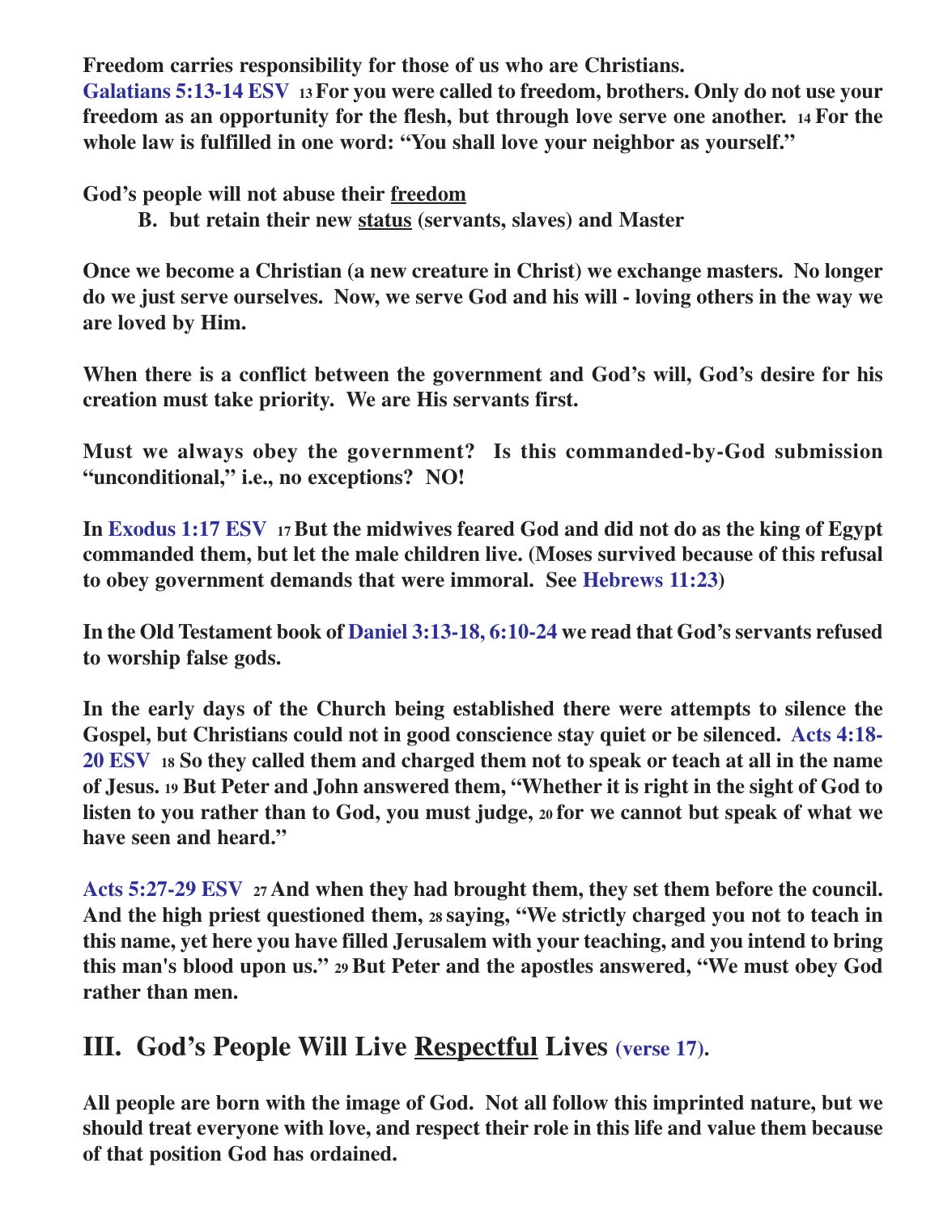**Freedom carries responsibility for those of us who are Christians.**
**Galatians 5:13-14 ESV** **13 For you were called to freedom, brothers. Only do not use your freedom as an opportunity for the flesh, but through love serve one another. 14 For the whole law is fulfilled in one word: "You shall love your neighbor as yourself."**

**God's people will not abuse their <u>freedom</u>**

  **B. but retain their new <u>status</u> (servants, slaves) and Master**

**Once we become a Christian (a new creature in Christ) we exchange masters. No longer do we just serve ourselves. Now, we serve God and his will - loving others in the way we are loved by Him.**

**When there is a conflict between the government and God's will, God's desire for his creation must take priority. We are His servants first.**

**Must we always obey the government? Is this commanded-by-God submission "unconditional," i.e., no exceptions? NO!**

**In Exodus 1:17 ESV 17 But the midwives feared God and did not do as the king of Egypt commanded them, but let the male children live. (Moses survived because of this refusal to obey government demands that were immoral. See Hebrews 11:23)**

**In the Old Testament book of Daniel 3:13-18, 6:10-24 we read that God's servants refused to worship false gods.**

**In the early days of the Church being established there were attempts to silence the Gospel, but Christians could not in good conscience stay quiet or be silenced. Acts 4:18-20 ESV 18 So they called them and charged them not to speak or teach at all in the name of Jesus. 19 But Peter and John answered them, "Whether it is right in the sight of God to listen to you rather than to God, you must judge, 20 for we cannot but speak of what we have seen and heard."**

**Acts 5:27-29 ESV 27 And when they had brought them, they set them before the council. And the high priest questioned them, 28 saying, "We strictly charged you not to teach in this name, yet here you have filled Jerusalem with your teaching, and you intend to bring this man's blood upon us." 29 But Peter and the apostles answered, "We must obey God rather than men.**

## III. God's People Will Live <u>Respectful</u> Lives (verse 17).

**All people are born with the image of God. Not all follow this imprinted nature, but we should treat everyone with love, and respect their role in this life and value them because of that position God has ordained.**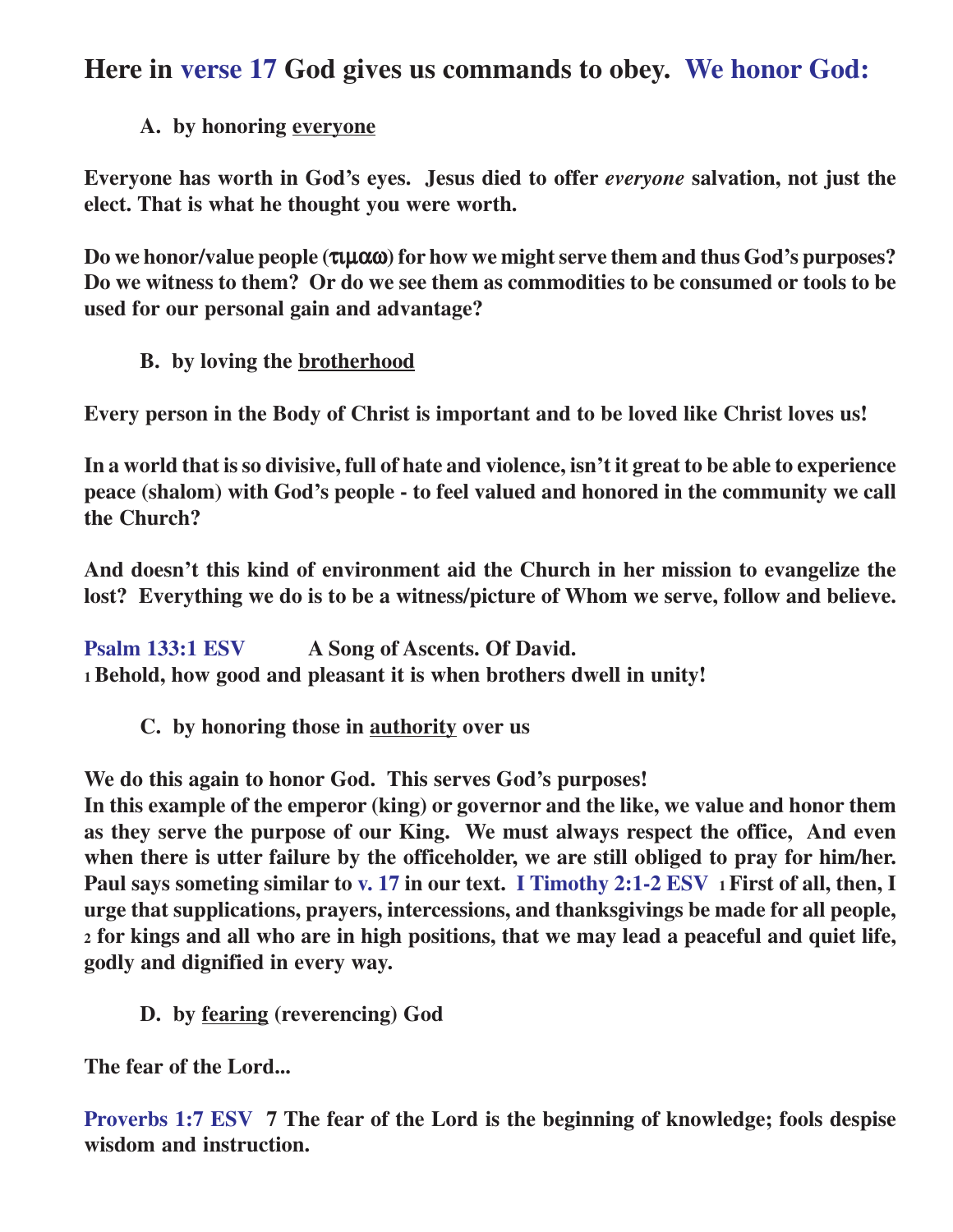## Here in verse 17 God gives us commands to obey.  We honor God:

**A.  by honoring <u>everyone</u>**

**Everyone has worth in God's eyes.  Jesus died to offer *everyone* salvation, not just the elect. That is what he thought you were worth.**

**Do we honor/value people (τιμαω) for how we might serve them and thus God's purposes? Do we witness to them?  Or do we see them as commodities to be consumed or tools to be used for our personal gain and advantage?**

**B.  by loving the <u>brotherhood</u>**

**Every person in the Body of Christ is important and to be loved like Christ loves us!**

**In a world that is so divisive, full of hate and violence, isn't it great to be able to experience peace (shalom) with God's people - to feel valued and honored in the community we call the Church?**

**And doesn't this kind of environment aid the Church in her mission to evangelize the lost?  Everything we do is to be a witness/picture of Whom we serve, follow and believe.**

**Psalm 133:1 ESV          A Song of Ascents. Of David.**
**1 Behold, how good and pleasant it is when brothers dwell in unity!**

**C.  by honoring those in <u>authority</u> over us**

**We do this again to honor God.  This serves God's purposes!**
**In this example of the emperor (king) or governor and the like, we value and honor them as they serve the purpose of our King.  We must always respect the office,  And even when there is utter failure by the officeholder, we are still obliged to pray for him/her. Paul says someting similar to v. 17 in our text.  I Timothy 2:1-2 ESV  1 First of all, then, I urge that supplications, prayers, intercessions, and thanksgivings be made for all people, 2 for kings and all who are in high positions, that we may lead a peaceful and quiet life, godly and dignified in every way.**

**D.  by <u>fearing</u> (reverencing) God**

**The fear of the Lord...**

**Proverbs 1:7 ESV  7 The fear of the Lord is the beginning of knowledge; fools despise wisdom and instruction.**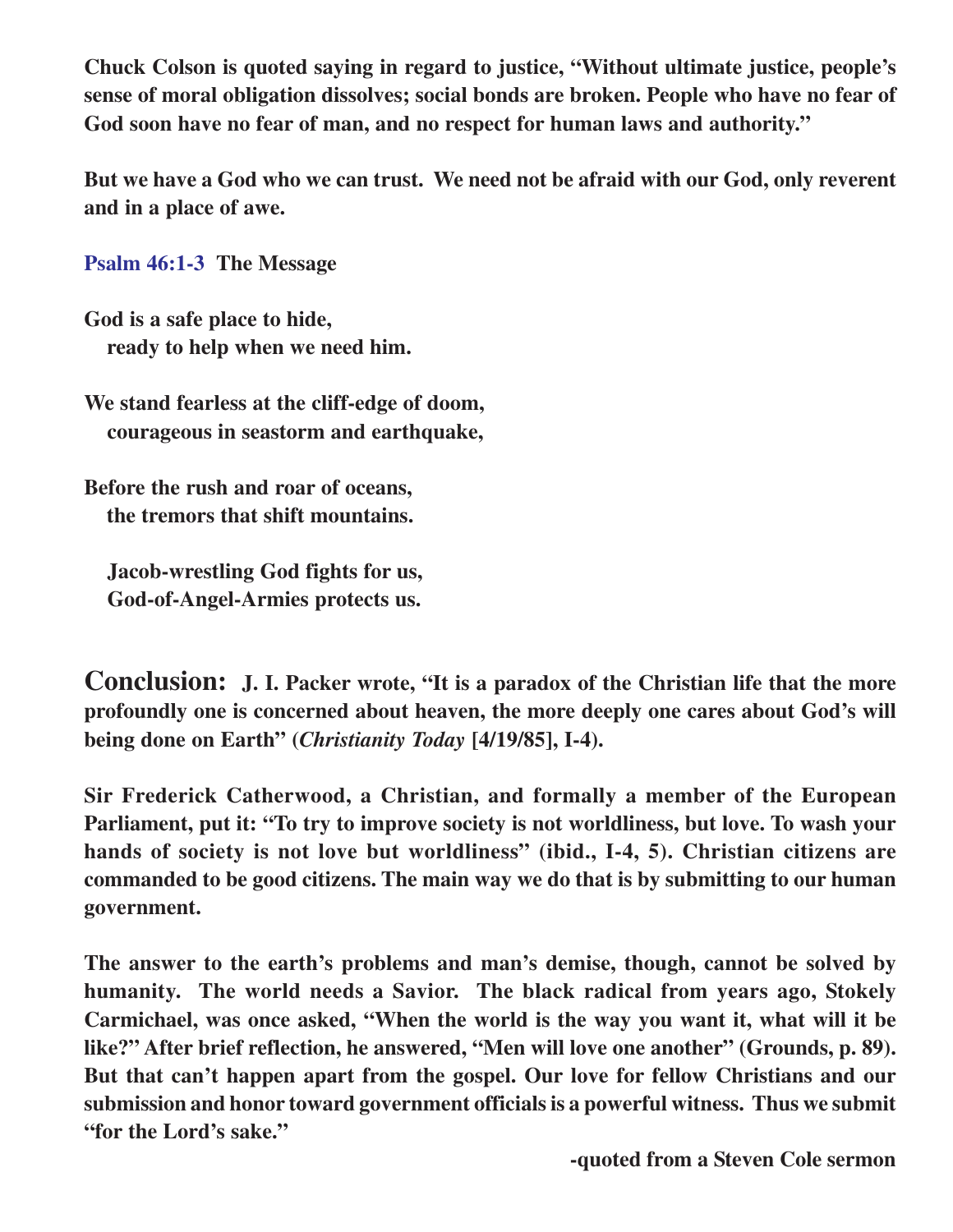**Chuck Colson is quoted saying in regard to justice, "Without ultimate justice, people's sense of moral obligation dissolves; social bonds are broken. People who have no fear of God soon have no fear of man, and no respect for human laws and authority."**

**But we have a God who we can trust. We need not be afraid with our God, only reverent and in a place of awe.**

**Psalm 46:1-3 The Message**

**God is a safe place to hide,**
**ready to help when we need him.**

**We stand fearless at the cliff-edge of doom,**
**courageous in seastorm and earthquake,**

**Before the rush and roar of oceans,**
**the tremors that shift mountains.**

**Jacob-wrestling God fights for us,**
**God-of-Angel-Armies protects us.**

**Conclusion:** **J. I. Packer wrote, "It is a paradox of the Christian life that the more profoundly one is concerned about heaven, the more deeply one cares about God's will being done on Earth" (*Christianity Today* [4/19/85], I-4).**

**Sir Frederick Catherwood, a Christian, and formally a member of the European Parliament, put it: "To try to improve society is not worldliness, but love. To wash your hands of society is not love but worldliness" (ibid., I-4, 5). Christian citizens are commanded to be good citizens. The main way we do that is by submitting to our human government.**

**The answer to the earth's problems and man's demise, though, cannot be solved by humanity. The world needs a Savior. The black radical from years ago, Stokely Carmichael, was once asked, "When the world is the way you want it, what will it be like?" After brief reflection, he answered, "Men will love one another" (Grounds, p. 89). But that can't happen apart from the gospel. Our love for fellow Christians and our submission and honor toward government officials is a powerful witness. Thus we submit "for the Lord's sake."**

**-quoted from a Steven Cole sermon**